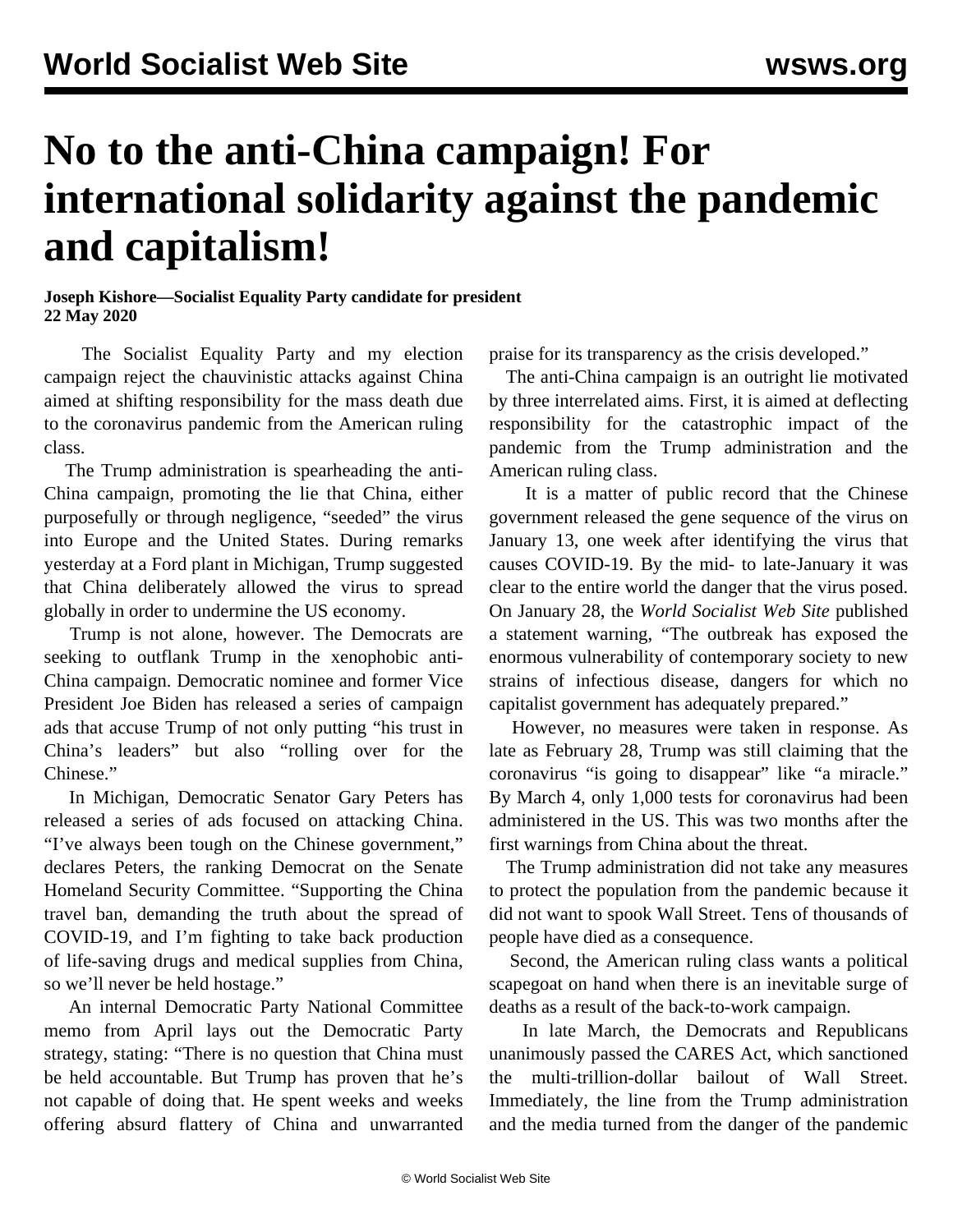# No to the anti-China campaign! For international solidarity against the pandemic and capitalism!

**Joseph Kishore—Socialist Equality Party candidate for president**
**22 May 2020**

The Socialist Equality Party and my election campaign reject the chauvinistic attacks against China aimed at shifting responsibility for the mass death due to the coronavirus pandemic from the American ruling class.

The Trump administration is spearheading the anti-China campaign, promoting the lie that China, either purposefully or through negligence, "seeded" the virus into Europe and the United States. During remarks yesterday at a Ford plant in Michigan, Trump suggested that China deliberately allowed the virus to spread globally in order to undermine the US economy.

Trump is not alone, however. The Democrats are seeking to outflank Trump in the xenophobic anti-China campaign. Democratic nominee and former Vice President Joe Biden has released a series of campaign ads that accuse Trump of not only putting "his trust in China's leaders" but also "rolling over for the Chinese."

In Michigan, Democratic Senator Gary Peters has released a series of ads focused on attacking China. "I've always been tough on the Chinese government," declares Peters, the ranking Democrat on the Senate Homeland Security Committee. "Supporting the China travel ban, demanding the truth about the spread of COVID-19, and I'm fighting to take back production of life-saving drugs and medical supplies from China, so we'll never be held hostage."

An internal Democratic Party National Committee memo from April lays out the Democratic Party strategy, stating: "There is no question that China must be held accountable. But Trump has proven that he's not capable of doing that. He spent weeks and weeks offering absurd flattery of China and unwarranted praise for its transparency as the crisis developed."

The anti-China campaign is an outright lie motivated by three interrelated aims. First, it is aimed at deflecting responsibility for the catastrophic impact of the pandemic from the Trump administration and the American ruling class.

It is a matter of public record that the Chinese government released the gene sequence of the virus on January 13, one week after identifying the virus that causes COVID-19. By the mid- to late-January it was clear to the entire world the danger that the virus posed. On January 28, the *World Socialist Web Site* published a statement warning, "The outbreak has exposed the enormous vulnerability of contemporary society to new strains of infectious disease, dangers for which no capitalist government has adequately prepared."

However, no measures were taken in response. As late as February 28, Trump was still claiming that the coronavirus "is going to disappear" like "a miracle." By March 4, only 1,000 tests for coronavirus had been administered in the US. This was two months after the first warnings from China about the threat.

The Trump administration did not take any measures to protect the population from the pandemic because it did not want to spook Wall Street. Tens of thousands of people have died as a consequence.

Second, the American ruling class wants a political scapegoat on hand when there is an inevitable surge of deaths as a result of the back-to-work campaign.

In late March, the Democrats and Republicans unanimously passed the CARES Act, which sanctioned the multi-trillion-dollar bailout of Wall Street. Immediately, the line from the Trump administration and the media turned from the danger of the pandemic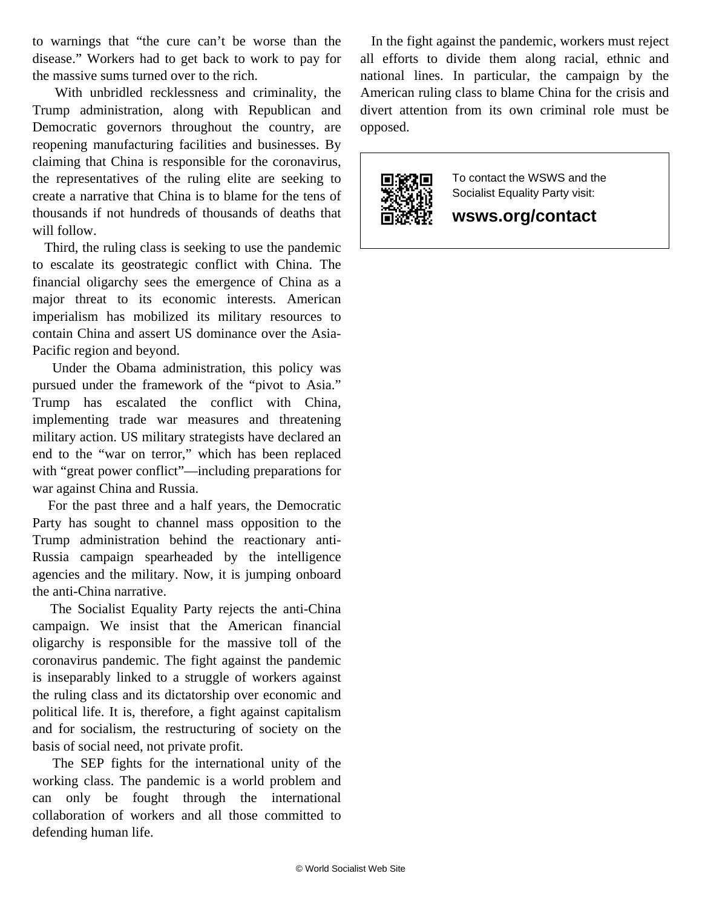to warnings that "the cure can't be worse than the disease." Workers had to get back to work to pay for the massive sums turned over to the rich.

With unbridled recklessness and criminality, the Trump administration, along with Republican and Democratic governors throughout the country, are reopening manufacturing facilities and businesses. By claiming that China is responsible for the coronavirus, the representatives of the ruling elite are seeking to create a narrative that China is to blame for the tens of thousands if not hundreds of thousands of deaths that will follow.

Third, the ruling class is seeking to use the pandemic to escalate its geostrategic conflict with China. The financial oligarchy sees the emergence of China as a major threat to its economic interests. American imperialism has mobilized its military resources to contain China and assert US dominance over the Asia-Pacific region and beyond.

Under the Obama administration, this policy was pursued under the framework of the "pivot to Asia." Trump has escalated the conflict with China, implementing trade war measures and threatening military action. US military strategists have declared an end to the "war on terror," which has been replaced with "great power conflict"—including preparations for war against China and Russia.

For the past three and a half years, the Democratic Party has sought to channel mass opposition to the Trump administration behind the reactionary anti-Russia campaign spearheaded by the intelligence agencies and the military. Now, it is jumping onboard the anti-China narrative.

The Socialist Equality Party rejects the anti-China campaign. We insist that the American financial oligarchy is responsible for the massive toll of the coronavirus pandemic. The fight against the pandemic is inseparably linked to a struggle of workers against the ruling class and its dictatorship over economic and political life. It is, therefore, a fight against capitalism and for socialism, the restructuring of society on the basis of social need, not private profit.

The SEP fights for the international unity of the working class. The pandemic is a world problem and can only be fought through the international collaboration of workers and all those committed to defending human life.

In the fight against the pandemic, workers must reject all efforts to divide them along racial, ethnic and national lines. In particular, the campaign by the American ruling class to blame China for the crisis and divert attention from its own criminal role must be opposed.

To contact the WSWS and the Socialist Equality Party visit:

**wsws.org/contact**